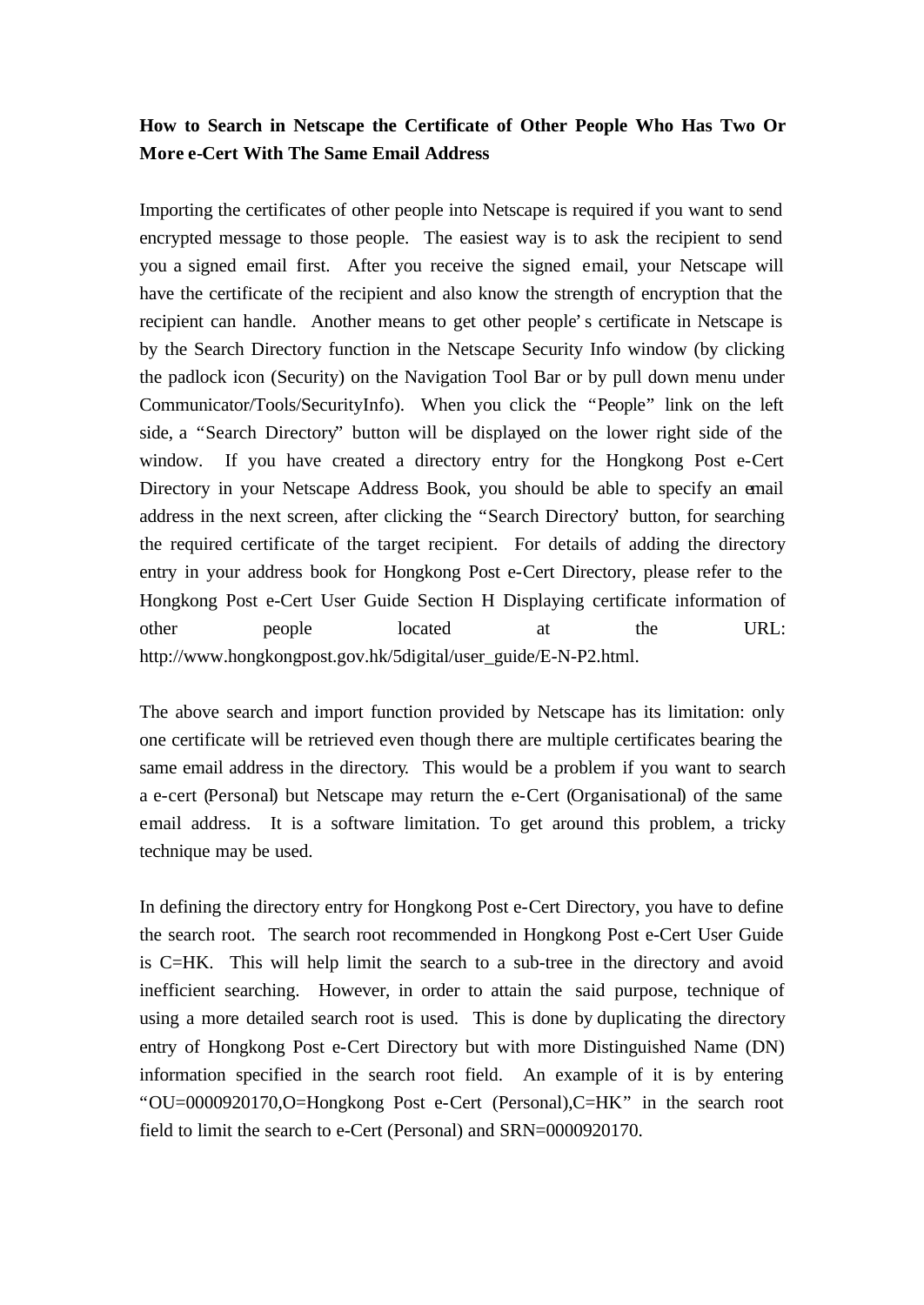**How to Search in Netscape the Certificate of Other People Who Has Two Or More e-Cert With The Same Email Address**

Importing the certificates of other people into Netscape is required if you want to send encrypted message to those people. The easiest way is to ask the recipient to send you a signed email first. After you receive the signed email, your Netscape will have the certificate of the recipient and also know the strength of encryption that the recipient can handle. Another means to get other people's certificate in Netscape is by the Search Directory function in the Netscape Security Info window (by clicking the padlock icon (Security) on the Navigation Tool Bar or by pull down menu under Communicator/Tools/SecurityInfo). When you click the "People" link on the left side, a "Search Directory" button will be displayed on the lower right side of the window. If you have created a directory entry for the Hongkong Post e-Cert Directory in your Netscape Address Book, you should be able to specify an email address in the next screen, after clicking the "Search Directory" button, for searching the required certificate of the target recipient. For details of adding the directory entry in your address book for Hongkong Post e-Cert Directory, please refer to the Hongkong Post e-Cert User Guide Section H Displaying certificate information of other people located at the URL: http://www.hongkongpost.gov.hk/5digital/user_guide/E-N-P2.html.

The above search and import function provided by Netscape has its limitation: only one certificate will be retrieved even though there are multiple certificates bearing the same email address in the directory. This would be a problem if you want to search a e-cert (Personal) but Netscape may return the e-Cert (Organisational) of the same email address. It is a software limitation. To get around this problem, a tricky technique may be used.

In defining the directory entry for Hongkong Post e-Cert Directory, you have to define the search root. The search root recommended in Hongkong Post e-Cert User Guide is C=HK. This will help limit the search to a sub-tree in the directory and avoid inefficient searching. However, in order to attain the said purpose, technique of using a more detailed search root is used. This is done by duplicating the directory entry of Hongkong Post e-Cert Directory but with more Distinguished Name (DN) information specified in the search root field. An example of it is by entering "OU=0000920170,O=Hongkong Post e-Cert (Personal),C=HK" in the search root field to limit the search to e-Cert (Personal) and SRN=0000920170.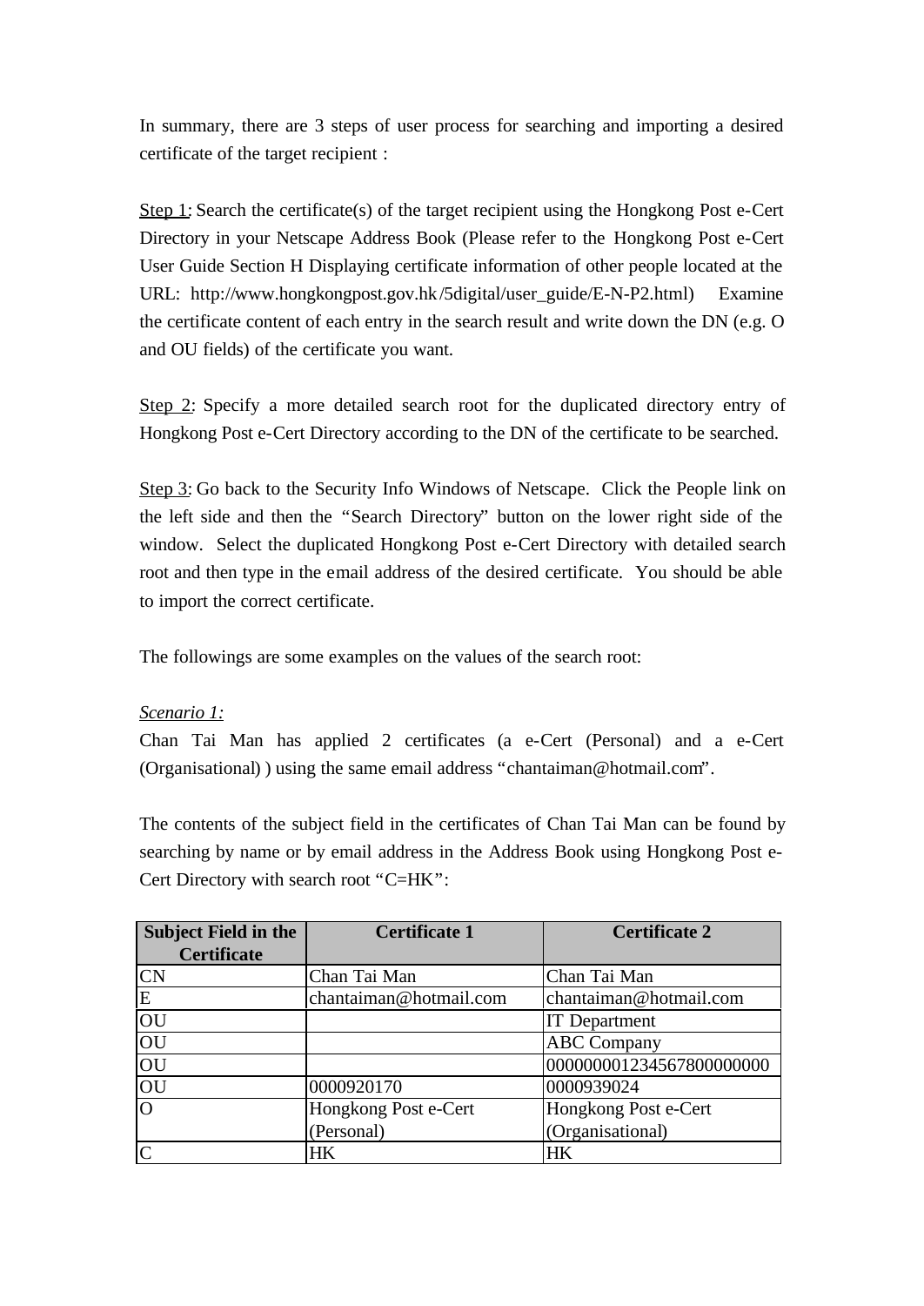In summary, there are 3 steps of user process for searching and importing a desired certificate of the target recipient :

<u>Step 1</u>: Search the certificate(s) of the target recipient using the Hongkong Post e-Cert Directory in your Netscape Address Book (Please refer to the Hongkong Post e-Cert User Guide Section H Displaying certificate information of other people located at the URL: http://www.hongkongpost.gov.hk/5digital/user_guide/E-N-P2.html) Examine the certificate content of each entry in the search result and write down the DN (e.g. O and OU fields) of the certificate you want.

<u>Step 2</u>: Specify a more detailed search root for the duplicated directory entry of Hongkong Post e-Cert Directory according to the DN of the certificate to be searched.

<u>Step 3</u>: Go back to the Security Info Windows of Netscape. Click the People link on the left side and then the "Search Directory" button on the lower right side of the window. Select the duplicated Hongkong Post e-Cert Directory with detailed search root and then type in the email address of the desired certificate. You should be able to import the correct certificate.

The followings are some examples on the values of the search root:

*<u>Scenario 1:</u>*

Chan Tai Man has applied 2 certificates (a e-Cert (Personal) and a e-Cert (Organisational) ) using the same email address "chantaiman@hotmail.com".

The contents of the subject field in the certificates of Chan Tai Man can be found by searching by name or by email address in the Address Book using Hongkong Post e-Cert Directory with search root "C=HK":

| Subject Field in the Certificate | Certificate 1 | Certificate 2 |
|---|---|---|
| CN | Chan Tai Man | Chan Tai Man |
| E | chantaiman@hotmail.com | chantaiman@hotmail.com |
| OU | | IT Department |
| OU | | ABC Company |
| OU | | 000000001234567800000000 |
| OU | 0000920170 | 0000939024 |
| O | Hongkong Post e-Cert (Personal) | Hongkong Post e-Cert (Organisational) |
| C | HK | HK |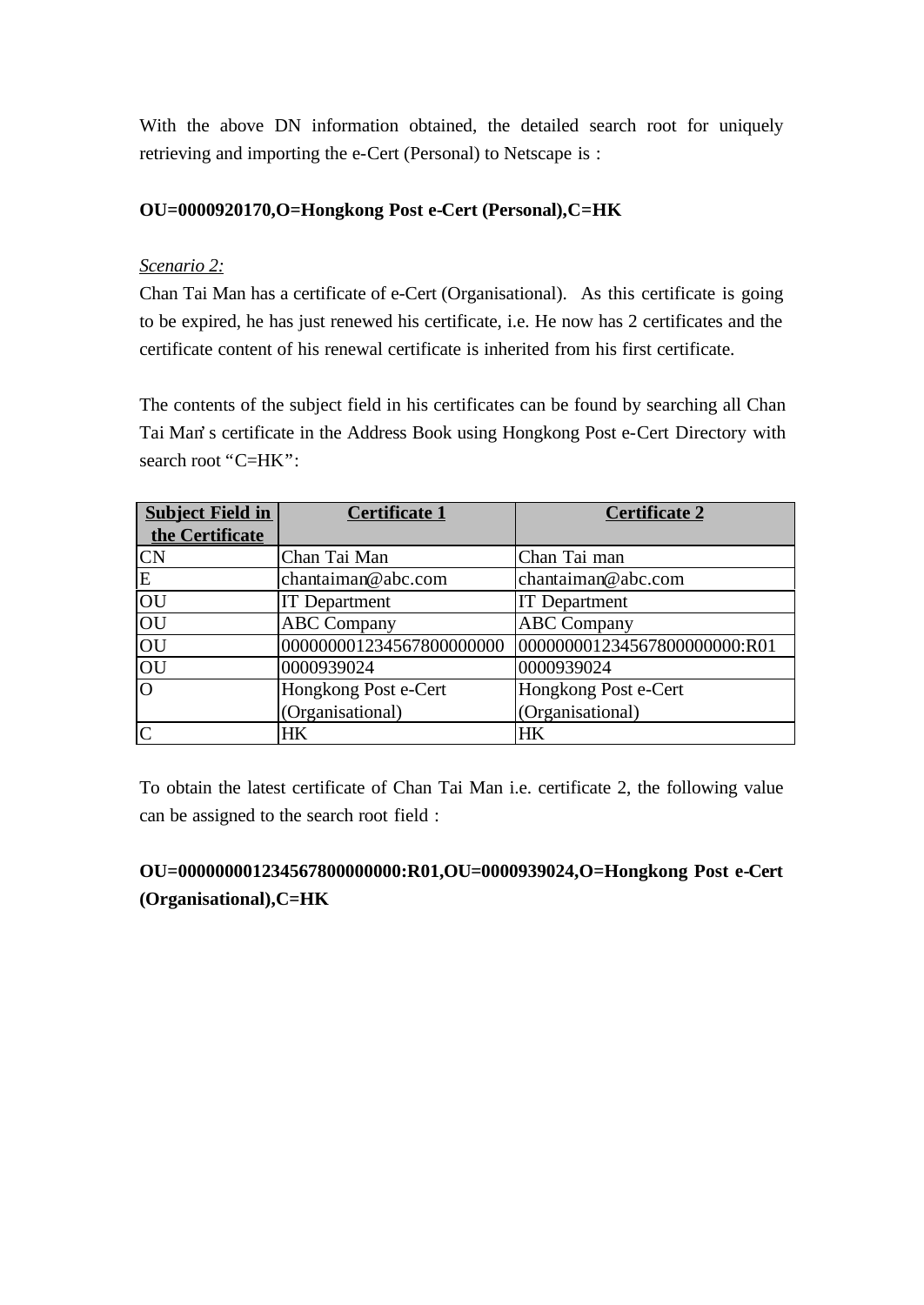With the above DN information obtained, the detailed search root for uniquely retrieving and importing the e-Cert (Personal) to Netscape is :

**OU=0000920170,O=Hongkong Post e-Cert (Personal),C=HK**

*Scenario 2:*

Chan Tai Man has a certificate of e-Cert (Organisational). As this certificate is going to be expired, he has just renewed his certificate, i.e. He now has 2 certificates and the certificate content of his renewal certificate is inherited from his first certificate.

The contents of the subject field in his certificates can be found by searching all Chan Tai Man's certificate in the Address Book using Hongkong Post e-Cert Directory with search root "C=HK":

| Subject Field in the Certificate | Certificate 1 | Certificate 2 |
|---|---|---|
| CN | Chan Tai Man | Chan Tai man |
| E | chantaiman@abc.com | chantaiman@abc.com |
| OU | IT Department | IT Department |
| OU | ABC Company | ABC Company |
| OU | 0000000001234567800000000 | 0000000001234567800000000:R01 |
| OU | 0000939024 | 0000939024 |
| O | Hongkong Post e-Cert (Organisational) | Hongkong Post e-Cert (Organisational) |
| C | HK | HK |

To obtain the latest certificate of Chan Tai Man i.e. certificate 2, the following value can be assigned to the search root field :

**OU=0000000001234567800000000:R01,OU=0000939024,O=Hongkong Post e-Cert (Organisational),C=HK**